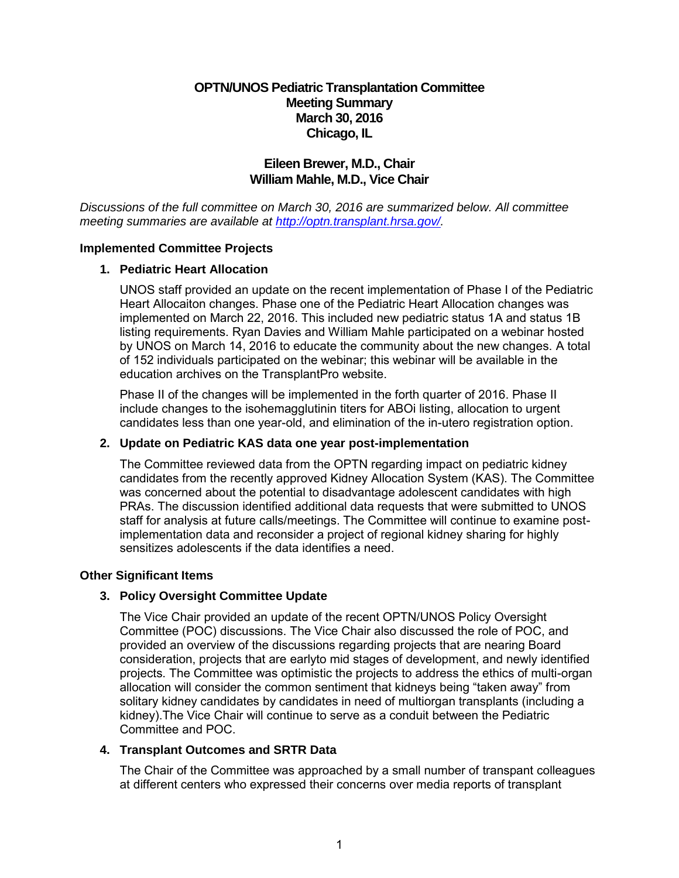# OPTN/UNOS Pediatric Transplantation Committee
## Meeting Summary
## March 30, 2016
## Chicago, IL

### Eileen Brewer, M.D., Chair
### William Mahle, M.D., Vice Chair

*Discussions of the full committee on March 30, 2016 are summarized below. All committee meeting summaries are available at [http://optn.transplant.hrsa.gov/](http://optn.transplant.hrsa.gov/).*

**Implemented Committee Projects**

1. **Pediatric Heart Allocation**

   UNOS staff provided an update on the recent implementation of Phase I of the Pediatric Heart Allocaiton changes. Phase one of the Pediatric Heart Allocation changes was implemented on March 22, 2016. This included new pediatric status 1A and status 1B listing requirements. Ryan Davies and William Mahle participated on a webinar hosted by UNOS on March 14, 2016 to educate the community about the new changes. A total of 152 individuals participated on the webinar; this webinar will be available in the education archives on the TransplantPro website.

   Phase II of the changes will be implemented in the forth quarter of 2016. Phase II include changes to the isohemagglutinin titers for ABOi listing, allocation to urgent candidates less than one year-old, and elimination of the in-utero registration option.

2. **Update on Pediatric KAS data one year post-implementation**

   The Committee reviewed data from the OPTN regarding impact on pediatric kidney candidates from the recently approved Kidney Allocation System (KAS). The Committee was concerned about the potential to disadvantage adolescent candidates with high PRAs. The discussion identified additional data requests that were submitted to UNOS staff for analysis at future calls/meetings. The Committee will continue to examine post-implementation data and reconsider a project of regional kidney sharing for highly sensitizes adolescents if the data identifies a need.

**Other Significant Items**

3. **Policy Oversight Committee Update**

   The Vice Chair provided an update of the recent OPTN/UNOS Policy Oversight Committee (POC) discussions. The Vice Chair also discussed the role of POC, and provided an overview of the discussions regarding projects that are nearing Board consideration, projects that are earlyto mid stages of development, and newly identified projects. The Committee was optimistic the projects to address the ethics of multi-organ allocation will consider the common sentiment that kidneys being "taken away" from solitary kidney candidates by candidates in need of multiorgan transplants (including a kidney).The Vice Chair will continue to serve as a conduit between the Pediatric Committee and POC.

4. **Transplant Outcomes and SRTR Data**

   The Chair of the Committee was approached by a small number of transpant colleagues at different centers who expressed their concerns over media reports of transplant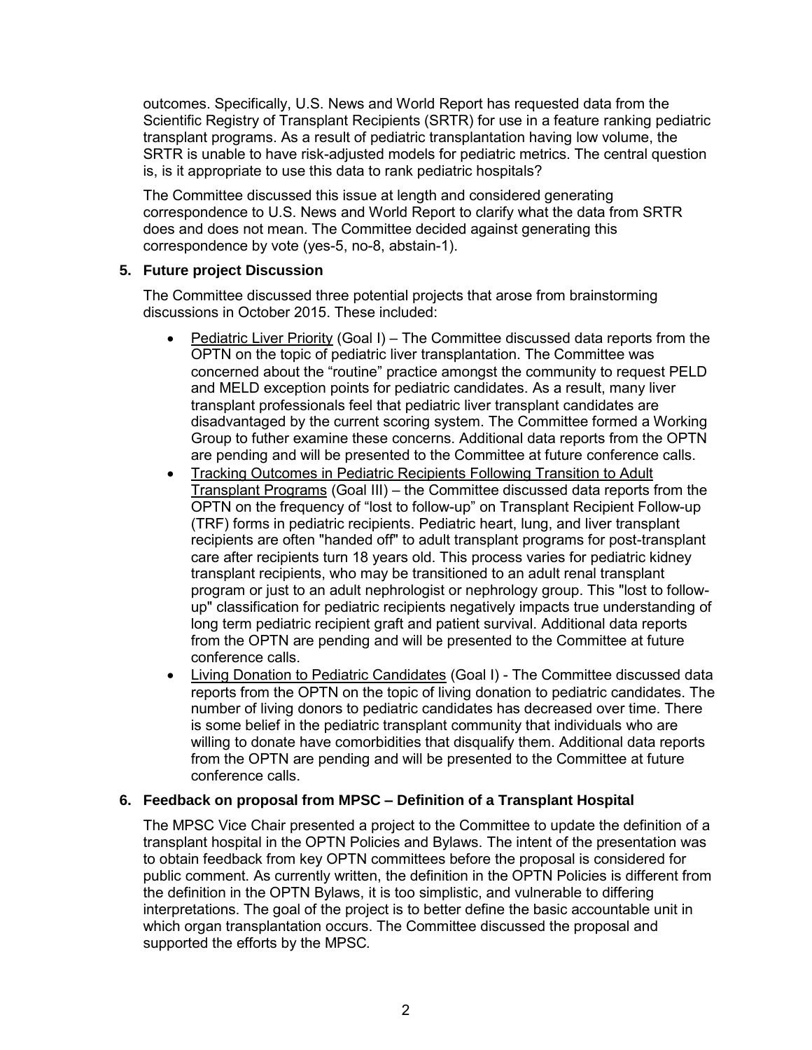outcomes. Specifically, U.S. News and World Report has requested data from the Scientific Registry of Transplant Recipients (SRTR) for use in a feature ranking pediatric transplant programs. As a result of pediatric transplantation having low volume, the SRTR is unable to have risk-adjusted models for pediatric metrics. The central question is, is it appropriate to use this data to rank pediatric hospitals?

The Committee discussed this issue at length and considered generating correspondence to U.S. News and World Report to clarify what the data from SRTR does and does not mean. The Committee decided against generating this correspondence by vote (yes-5, no-8, abstain-1).

**5. Future project Discussion**

The Committee discussed three potential projects that arose from brainstorming discussions in October 2015. These included:

- Pediatric Liver Priority (Goal I) – The Committee discussed data reports from the OPTN on the topic of pediatric liver transplantation. The Committee was concerned about the "routine" practice amongst the community to request PELD and MELD exception points for pediatric candidates. As a result, many liver transplant professionals feel that pediatric liver transplant candidates are disadvantaged by the current scoring system. The Committee formed a Working Group to futher examine these concerns. Additional data reports from the OPTN are pending and will be presented to the Committee at future conference calls.
- Tracking Outcomes in Pediatric Recipients Following Transition to Adult Transplant Programs (Goal III) – the Committee discussed data reports from the OPTN on the frequency of "lost to follow-up" on Transplant Recipient Follow-up (TRF) forms in pediatric recipients. Pediatric heart, lung, and liver transplant recipients are often "handed off" to adult transplant programs for post-transplant care after recipients turn 18 years old. This process varies for pediatric kidney transplant recipients, who may be transitioned to an adult renal transplant program or just to an adult nephrologist or nephrology group. This "lost to follow-up" classification for pediatric recipients negatively impacts true understanding of long term pediatric recipient graft and patient survival. Additional data reports from the OPTN are pending and will be presented to the Committee at future conference calls.
- Living Donation to Pediatric Candidates (Goal I) - The Committee discussed data reports from the OPTN on the topic of living donation to pediatric candidates. The number of living donors to pediatric candidates has decreased over time. There is some belief in the pediatric transplant community that individuals who are willing to donate have comorbidities that disqualify them. Additional data reports from the OPTN are pending and will be presented to the Committee at future conference calls.

**6. Feedback on proposal from MPSC – Definition of a Transplant Hospital**

The MPSC Vice Chair presented a project to the Committee to update the definition of a transplant hospital in the OPTN Policies and Bylaws. The intent of the presentation was to obtain feedback from key OPTN committees before the proposal is considered for public comment. As currently written, the definition in the OPTN Policies is different from the definition in the OPTN Bylaws, it is too simplistic, and vulnerable to differing interpretations. The goal of the project is to better define the basic accountable unit in which organ transplantation occurs. The Committee discussed the proposal and supported the efforts by the MPSC.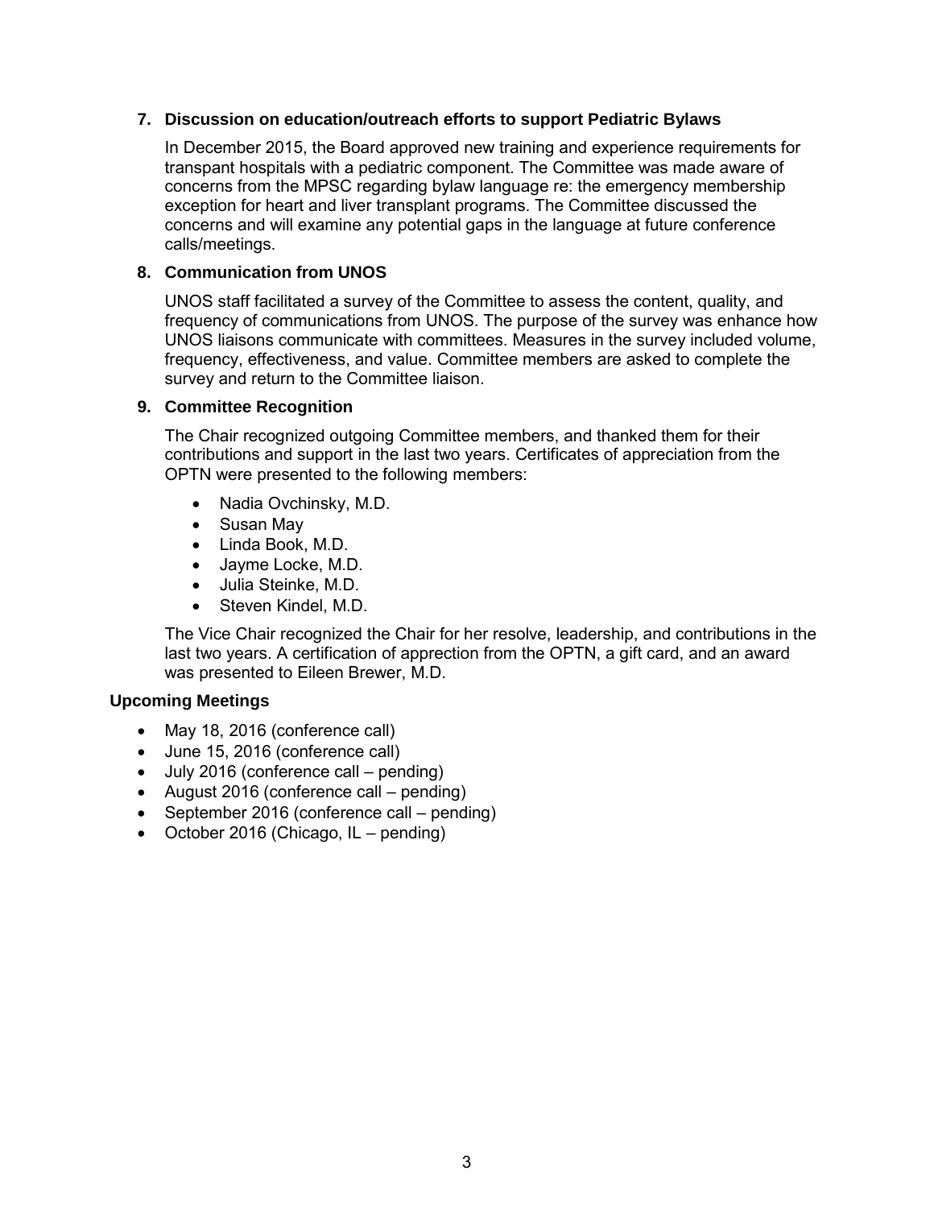**7. Discussion on education/outreach efforts to support Pediatric Bylaws**

In December 2015, the Board approved new training and experience requirements for transpant hospitals with a pediatric component. The Committee was made aware of concerns from the MPSC regarding bylaw language re: the emergency membership exception for heart and liver transplant programs. The Committee discussed the concerns and will examine any potential gaps in the language at future conference calls/meetings.

**8. Communication from UNOS**

UNOS staff facilitated a survey of the Committee to assess the content, quality, and frequency of communications from UNOS. The purpose of the survey was enhance how UNOS liaisons communicate with committees. Measures in the survey included volume, frequency, effectiveness, and value. Committee members are asked to complete the survey and return to the Committee liaison.

**9. Committee Recognition**

The Chair recognized outgoing Committee members, and thanked them for their contributions and support in the last two years. Certificates of appreciation from the OPTN were presented to the following members:

- Nadia Ovchinsky, M.D.
- Susan May
- Linda Book, M.D.
- Jayme Locke, M.D.
- Julia Steinke, M.D.
- Steven Kindel, M.D.

The Vice Chair recognized the Chair for her resolve, leadership, and contributions in the last two years. A certification of apprection from the OPTN, a gift card, and an award was presented to Eileen Brewer, M.D.

## Upcoming Meetings

- May 18, 2016 (conference call)
- June 15, 2016 (conference call)
- July 2016 (conference call – pending)
- August 2016 (conference call – pending)
- September 2016 (conference call – pending)
- October 2016 (Chicago, IL – pending)